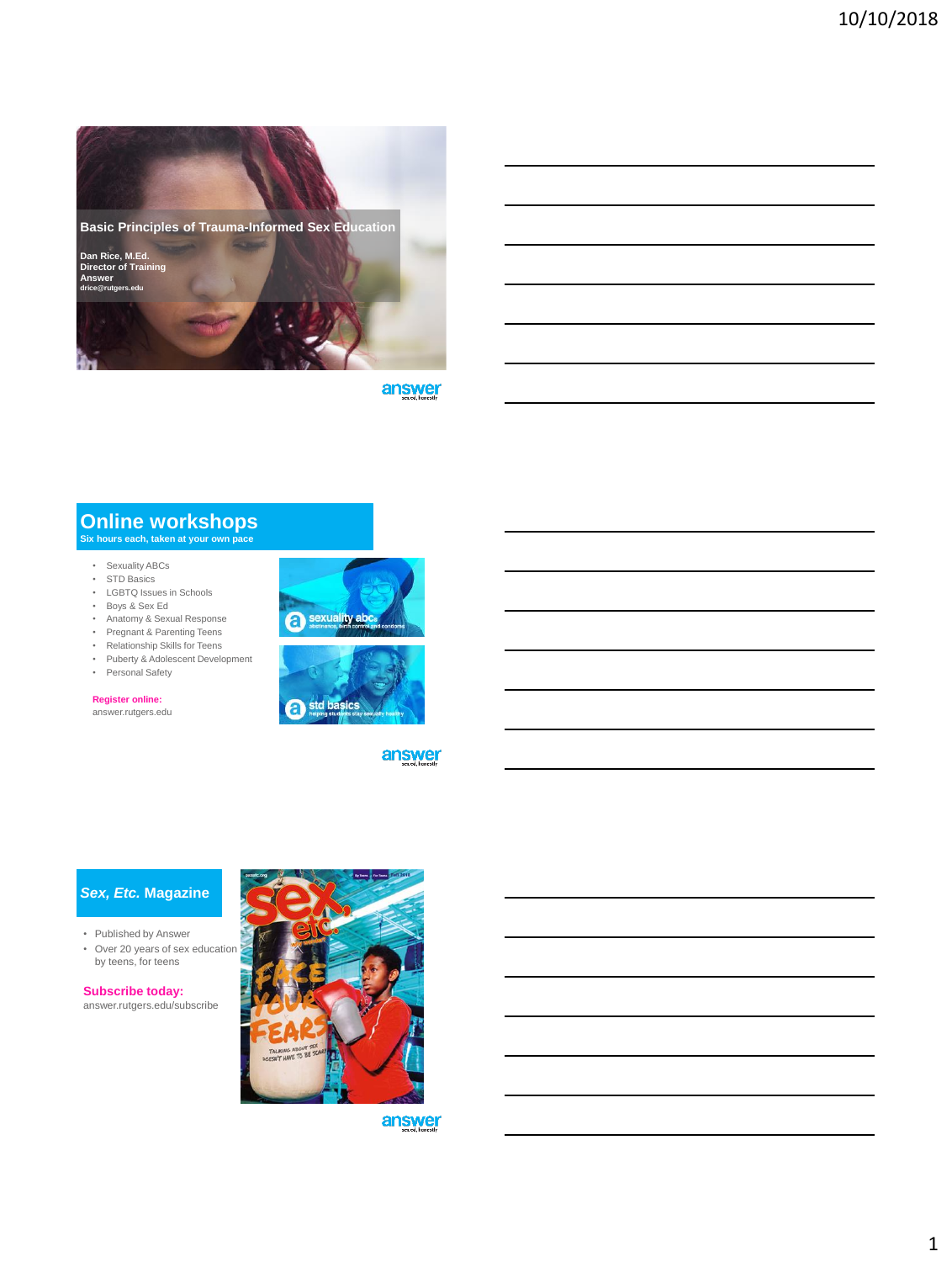## Basic Principles of Trauma-Informed Sex Education

**Dan Rice, M.Ed.**
**Director of Training**
**Answer**
**drice@rutgers.edu**

## Online workshops

**Six hours each, taken at your own pace**

- Sexuality ABCs
- STD Basics
- LGBTQ Issues in Schools
- Boys & Sex Ed
- Anatomy & Sexual Response
- Pregnant & Parenting Teens
- Relationship Skills for Teens
- Puberty & Adolescent Development
- Personal Safety

**Register online:**
answer.rutgers.edu

## *Sex, Etc.* Magazine

- Published by Answer
- Over 20 years of sex education by teens, for teens

**Subscribe today:**
answer.rutgers.edu/subscribe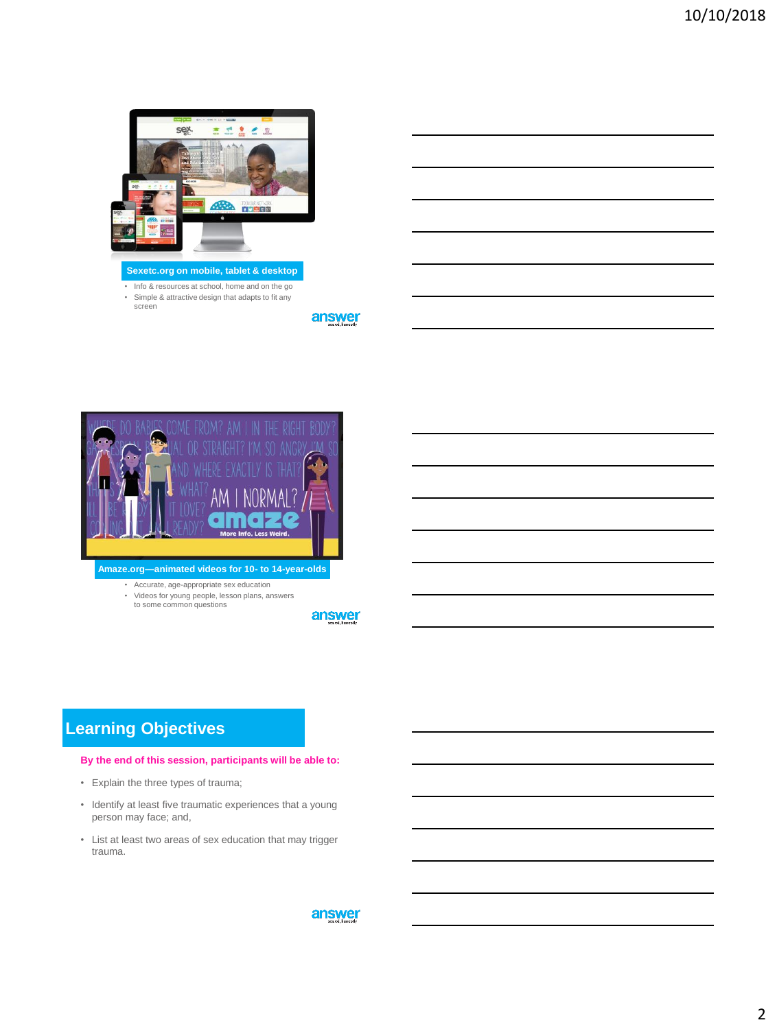**Sexetc.org on mobile, tablet & desktop**

- Info & resources at school, home and on the go
- Simple & attractive design that adapts to fit any screen

answer

**Amaze.org—animated videos for 10- to 14-year-olds**

- Accurate, age-appropriate sex education
- Videos for young people, lesson plans, answers to some common questions

answer

## Learning Objectives

**By the end of this session, participants will be able to:**

- Explain the three types of trauma;
- Identify at least five traumatic experiences that a young person may face; and,
- List at least two areas of sex education that may trigger trauma.

answer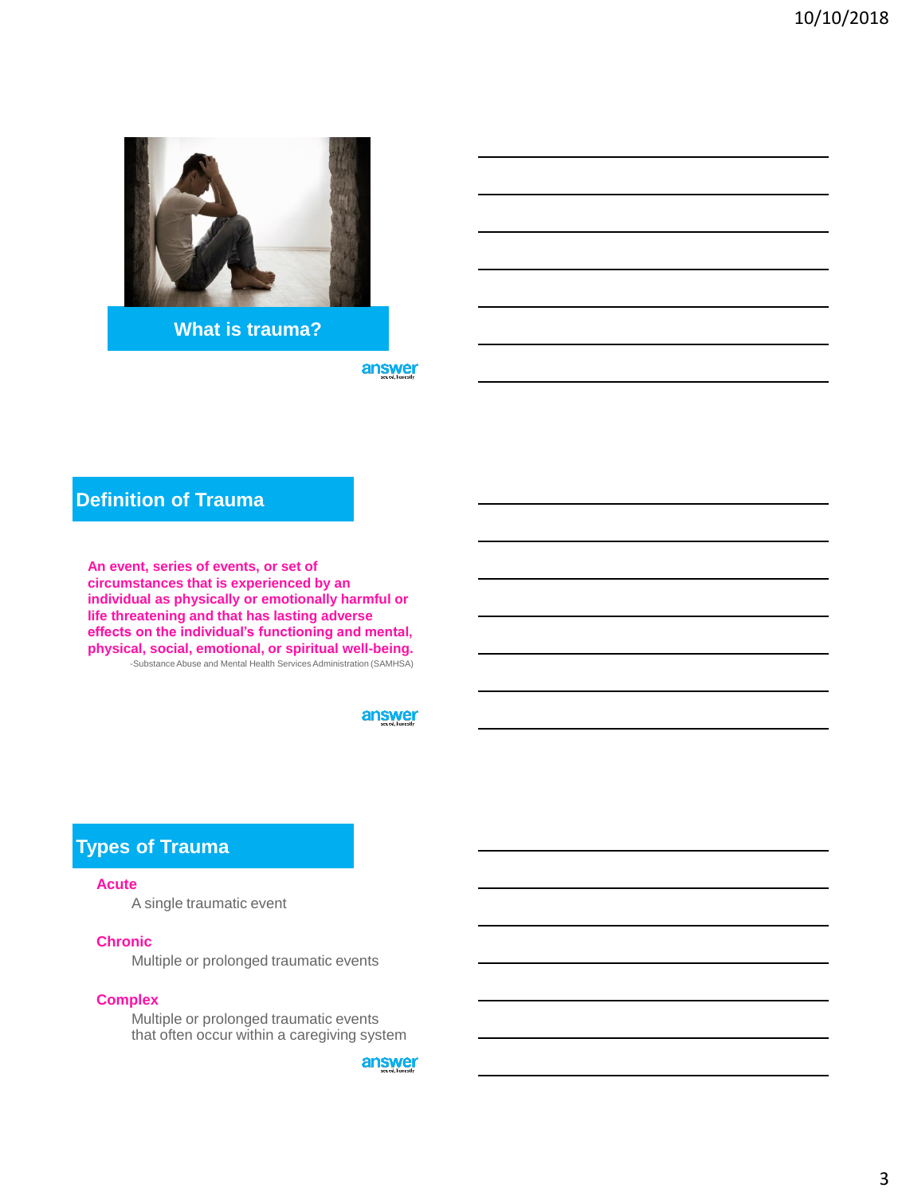## What is trauma?

## Definition of Trauma

**An event, series of events, or set of circumstances that is experienced by an individual as physically or emotionally harmful or life threatening and that has lasting adverse effects on the individual's functioning and mental, physical, social, emotional, or spiritual well-being.**

-Substance Abuse and Mental Health Services Administration (SAMHSA)

## Types of Trauma

**Acute**

A single traumatic event

**Chronic**

Multiple or prolonged traumatic events

**Complex**

Multiple or prolonged traumatic events that often occur within a caregiving system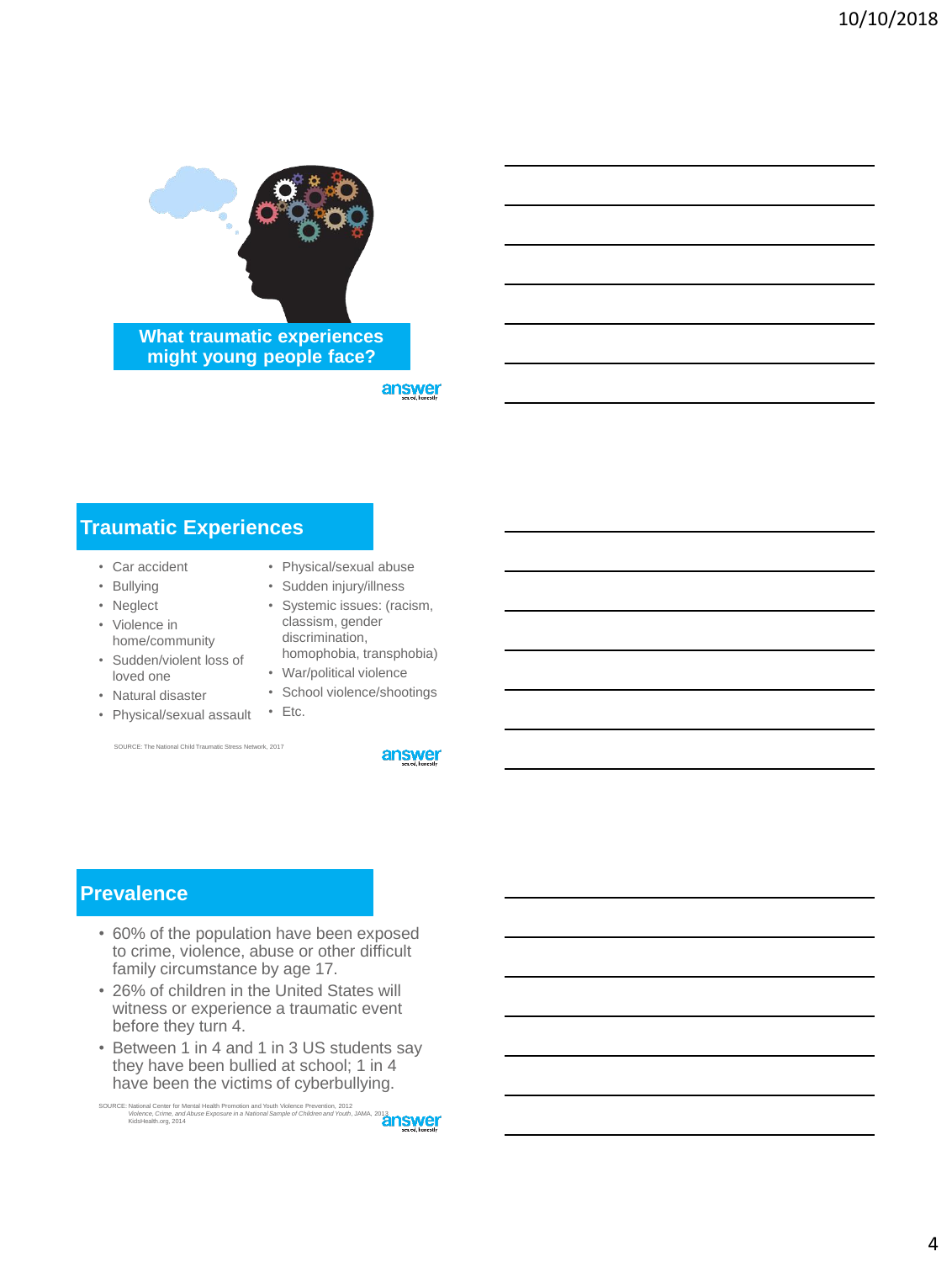What traumatic experiences might young people face?

answer

## Traumatic Experiences

- Car accident
- Bullying
- Neglect
- Violence in home/community
- Sudden/violent loss of loved one
- Natural disaster
- Physical/sexual assault
- Physical/sexual abuse
- Sudden injury/illness
- Systemic issues: (racism, classism, gender discrimination, homophobia, transphobia)
- War/political violence
- School violence/shootings
- Etc.

SOURCE: The National Child Traumatic Stress Network, 2017

answer

## Prevalence

- 60% of the population have been exposed to crime, violence, abuse or other difficult family circumstance by age 17.
- 26% of children in the United States will witness or experience a traumatic event before they turn 4.
- Between 1 in 4 and 1 in 3 US students say they have been bullied at school; 1 in 4 have been the victims of cyberbullying.

SOURCE: National Center for Mental Health Promotion and Youth Violence Prevention, 2012
*Violence, Crime, and Abuse Exposure in a National Sample of Children and Youth*, JAMA, 2013
KidsHealth.org, 2014

answer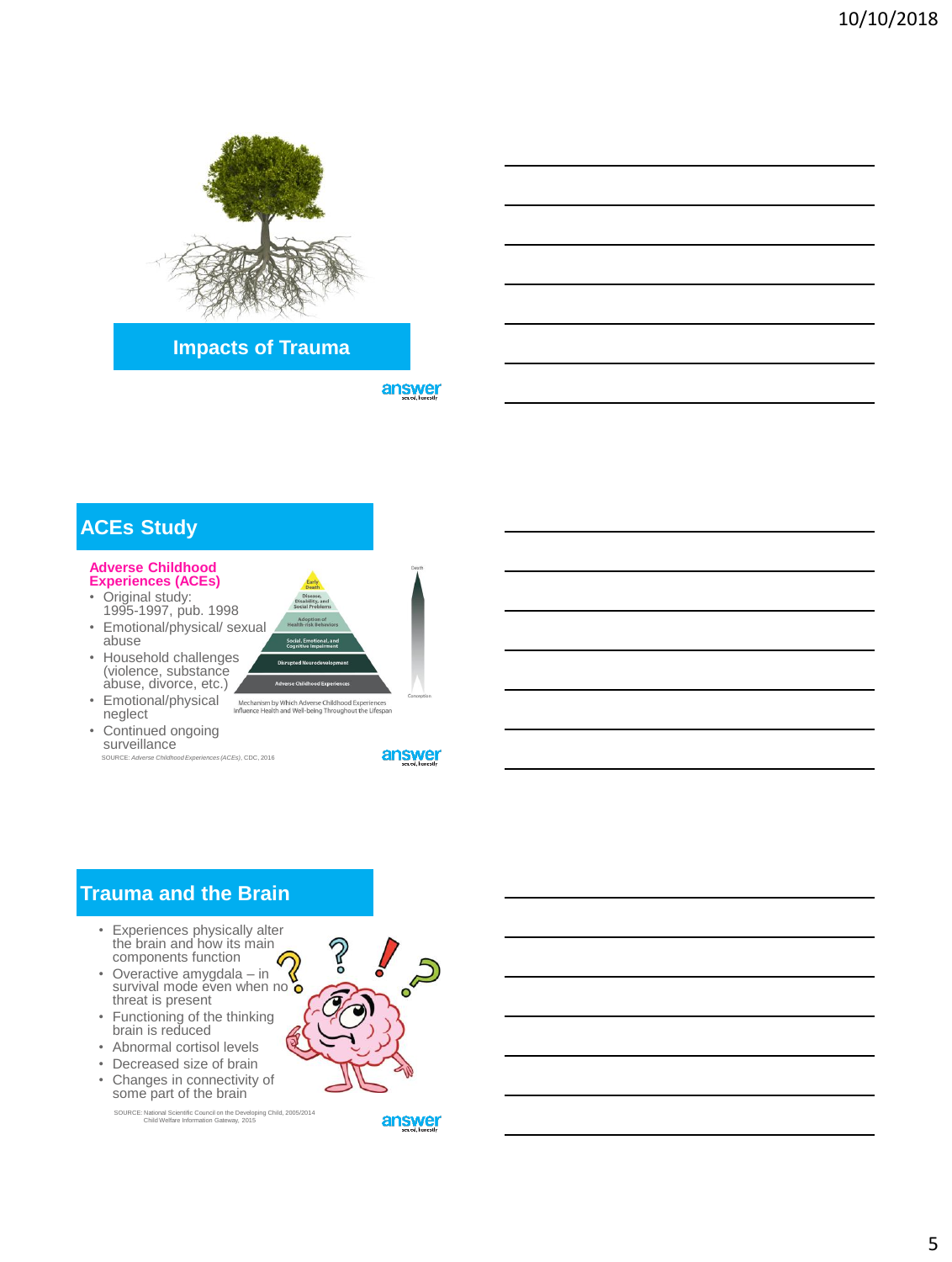## Impacts of Trauma

answer

## ACEs Study

**Adverse Childhood Experiences (ACEs)**

- Original study: 1995-1997, pub. 1998
- Emotional/physical/ sexual abuse
- Household challenges (violence, substance abuse, divorce, etc.)
- Emotional/physical neglect
- Continued ongoing surveillance

Death

Early Death

Disease, Disability, and Social Problems

Adoption of Health-risk Behaviors

Social, Emotional, and Cognitive Impairment

Disrupted Neurodevelopment

Adverse Childhood Experiences

Conception

Mechanism by Which Adverse Childhood Experiences Influence Health and Well-being Throughout the Lifespan

SOURCE: *Adverse Childhood Experiences (ACEs)*, CDC, 2016

answer

## Trauma and the Brain

- Experiences physically alter the brain and how its main components function
- Overactive amygdala – in survival mode even when no threat is present
- Functioning of the thinking brain is reduced
- Abnormal cortisol levels
- Decreased size of brain
- Changes in connectivity of some part of the brain

SOURCE: National Scientific Council on the Developing Child, 2005/2014
Child Welfare Information Gateway, 2015

answer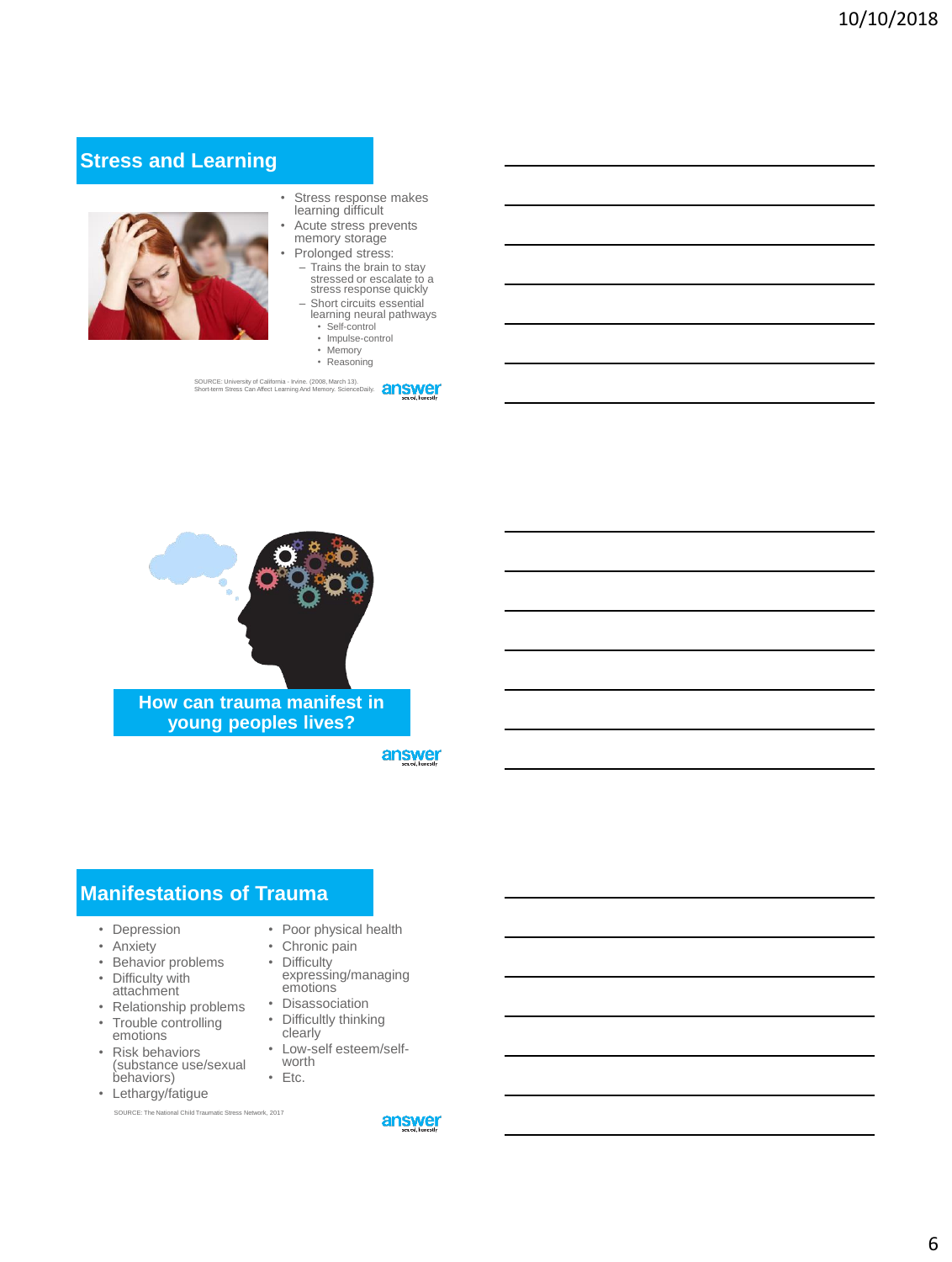## Stress and Learning

- Stress response makes learning difficult
- Acute stress prevents memory storage
- Prolonged stress:
  - Trains the brain to stay stressed or escalate to a stress response quickly
  - Short circuits essential learning neural pathways
    - Self-control
    - Impulse-control
    - Memory
    - Reasoning

SOURCE: University of California - Irvine. (2008, March 13). Short-term Stress Can Affect Learning And Memory. ScienceDaily.

## How can trauma manifest in young peoples lives?

## Manifestations of Trauma

- Depression
- Anxiety
- Behavior problems
- Difficulty with attachment
- Relationship problems
- Trouble controlling emotions
- Risk behaviors (substance use/sexual behaviors)
- Lethargy/fatigue
- Poor physical health
- Chronic pain
- Difficulty expressing/managing emotions
- Disassociation
- Difficultly thinking clearly
- Low-self esteem/self-worth
- Etc.

SOURCE: The National Child Traumatic Stress Network, 2017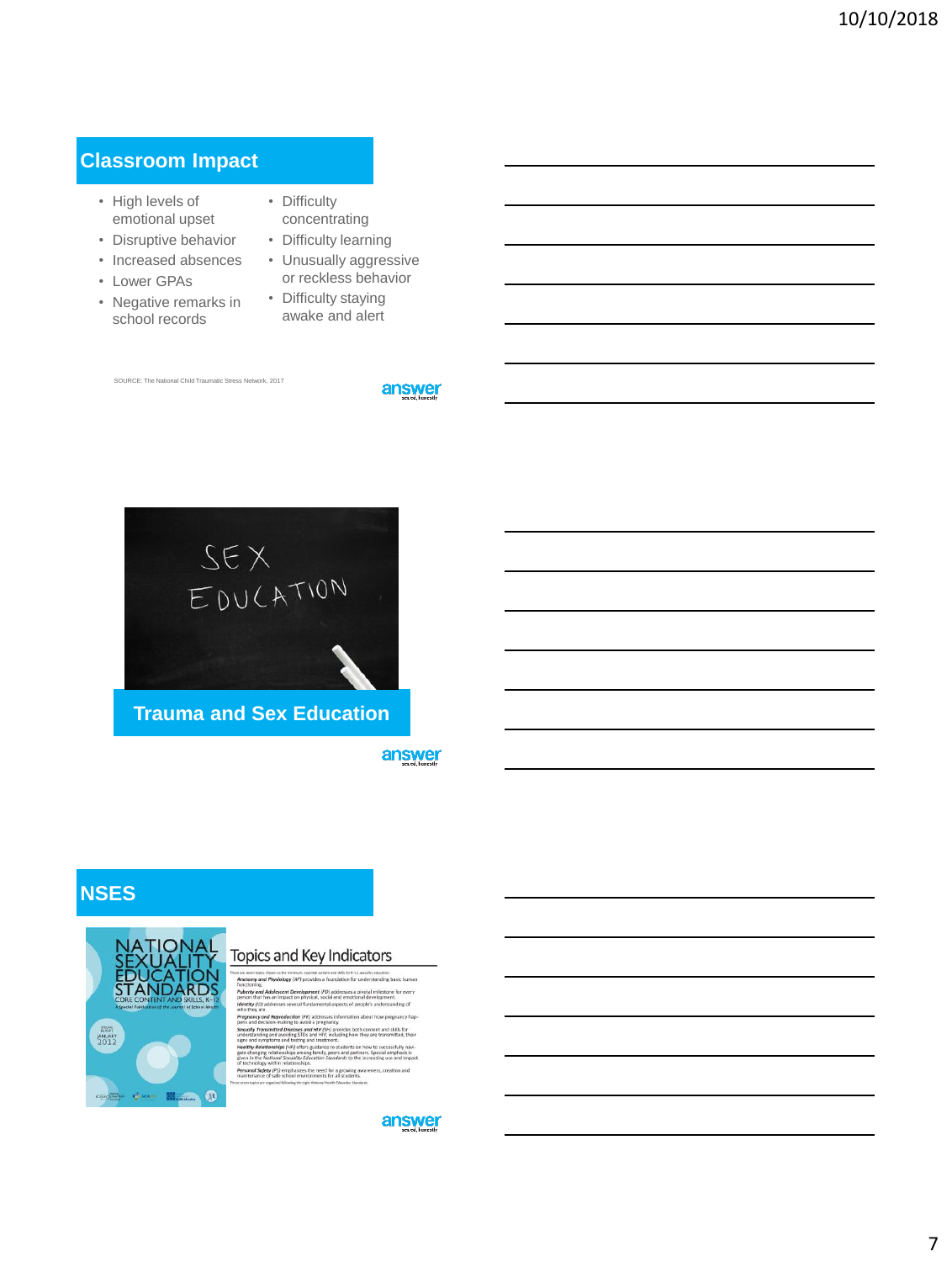## Classroom Impact

- High levels of emotional upset
- Disruptive behavior
- Increased absences
- Lower GPAs
- Negative remarks in school records
- Difficulty concentrating
- Difficulty learning
- Unusually aggressive or reckless behavior
- Difficulty staying awake and alert

SOURCE: The National Child Traumatic Stress Network, 2017

answer

## Trauma and Sex Education

answer

## NSES

answer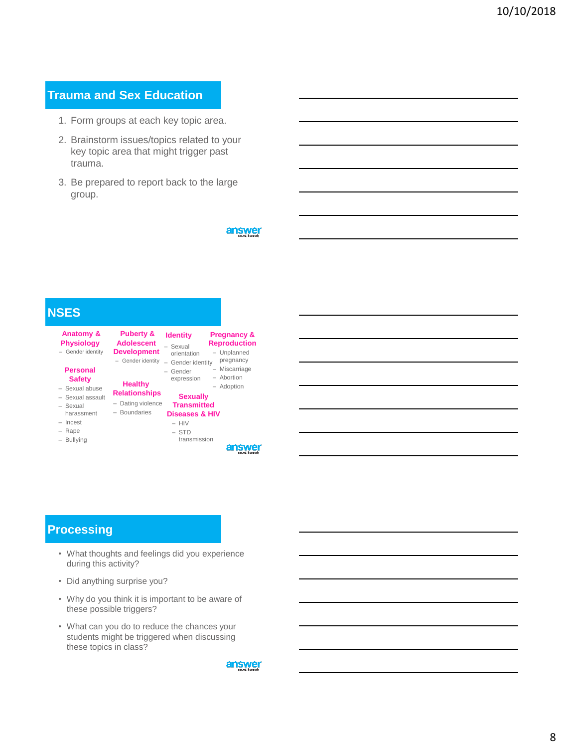## Trauma and Sex Education

1. Form groups at each key topic area.
2. Brainstorm issues/topics related to your key topic area that might trigger past trauma.
3. Be prepared to report back to the large group.

answer

## NSES

**Anatomy & Physiology**
- Gender identity

**Personal Safety**
- Sexual abuse
- Sexual assault
- Sexual harassment
- Incest
- Rape
- Bullying

**Puberty & Adolescent Development**
- Gender identity

**Healthy Relationships**
- Dating violence
- Boundaries

**Identity**
- Sexual orientation
- Gender identity
- Gender expression

**Sexually Transmitted Diseases & HIV**
- HIV
- STD transmission

**Pregnancy & Reproduction**
- Unplanned pregnancy
- Miscarriage
- Abortion
- Adoption

answer

## Processing

- What thoughts and feelings did you experience during this activity?
- Did anything surprise you?
- Why do you think it is important to be aware of these possible triggers?
- What can you do to reduce the chances your students might be triggered when discussing these topics in class?

answer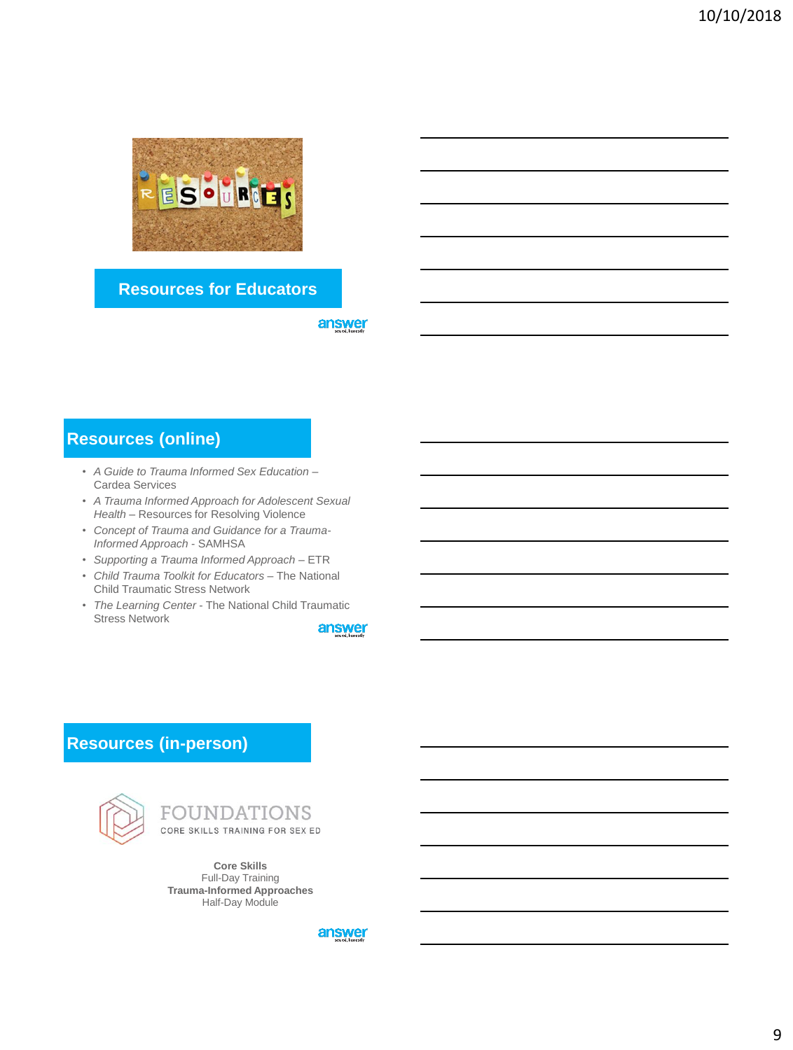## Resources for Educators

## Resources (online)

- *A Guide to Trauma Informed Sex Education* – Cardea Services
- *A Trauma Informed Approach for Adolescent Sexual Health* – Resources for Resolving Violence
- *Concept of Trauma and Guidance for a Trauma-Informed Approach* - SAMHSA
- *Supporting a Trauma Informed Approach* – ETR
- *Child Trauma Toolkit for Educators* – The National Child Traumatic Stress Network
- *The Learning Center* - The National Child Traumatic Stress Network

## Resources (in-person)

FOUNDATIONS
CORE SKILLS TRAINING FOR SEX ED

**Core Skills**
Full-Day Training
**Trauma-Informed Approaches**
Half-Day Module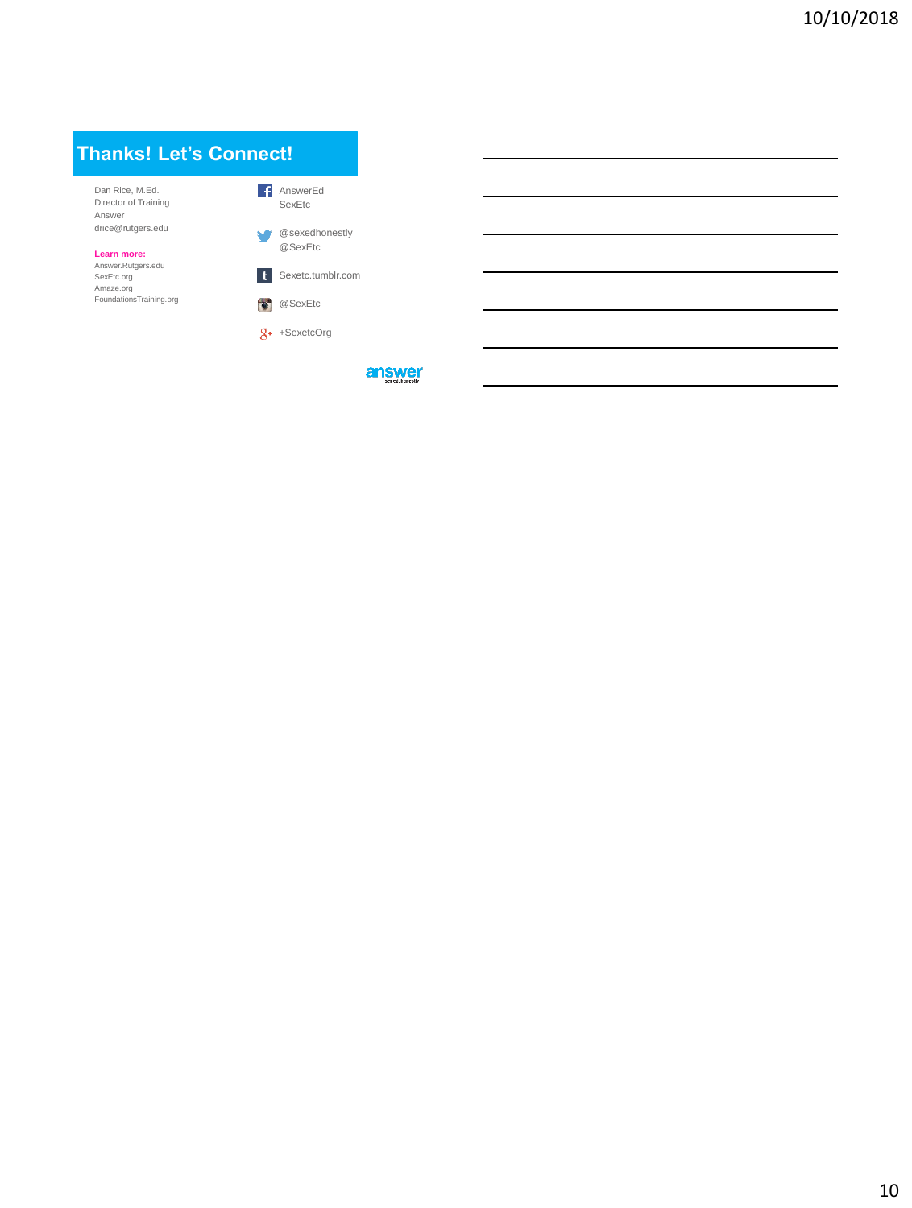## Thanks! Let's Connect!

Dan Rice, M.Ed.
Director of Training
Answer
drice@rutgers.edu

**Learn more:**
Answer.Rutgers.edu
SexEtc.org
Amaze.org
FoundationsTraining.org

AnswerEd
SexEtc

@sexedhonestly
@SexEtc

Sexetc.tumblr.com

@SexEtc

+SexetcOrg

answer